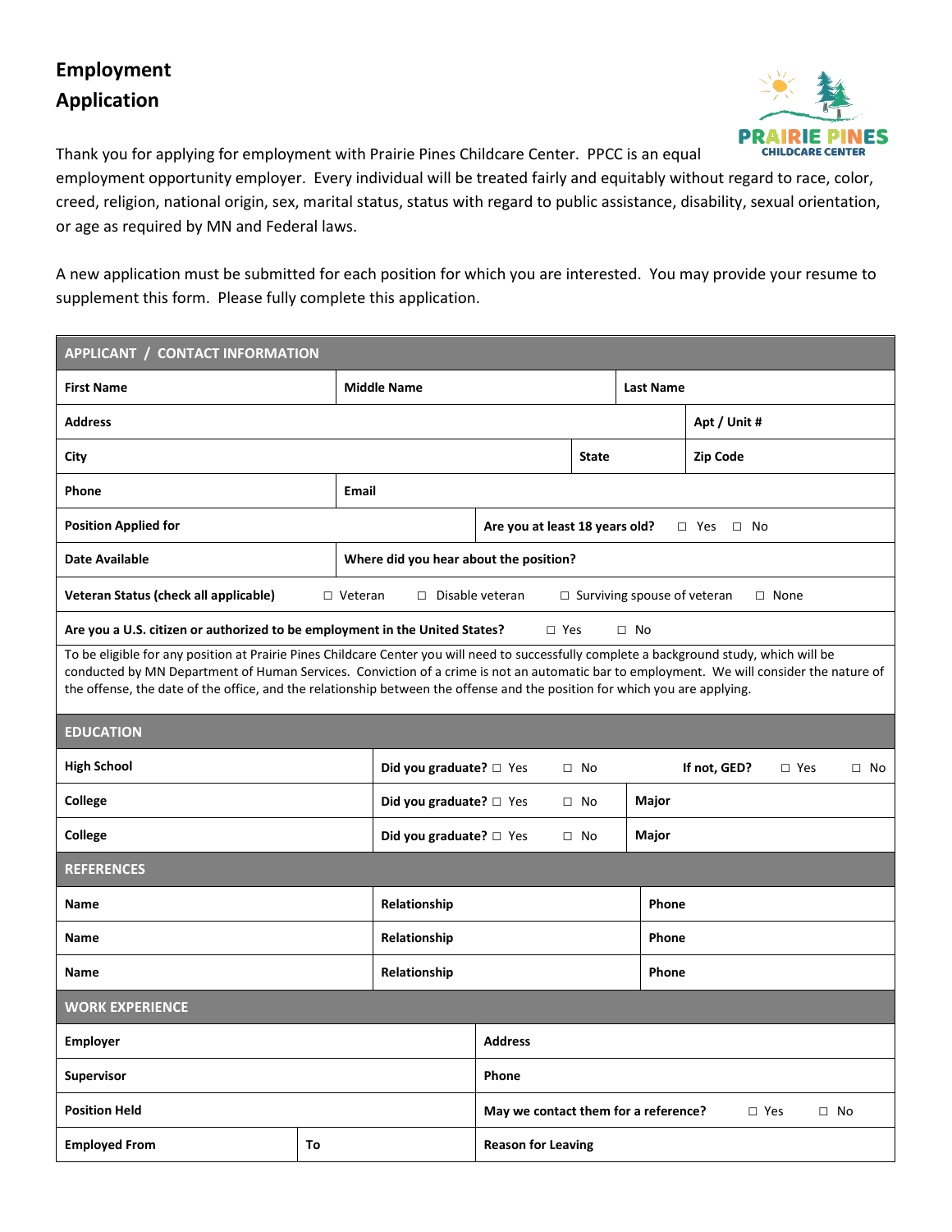# Employment Application

Thank you for applying for employment with Prairie Pines Childcare Center. PPCC is an equal employment opportunity employer. Every individual will be treated fairly and equitably without regard to race, color, creed, religion, national origin, sex, marital status, status with regard to public assistance, disability, sexual orientation, or age as required by MN and Federal laws.

A new application must be submitted for each position for which you are interested. You may provide your resume to supplement this form. Please fully complete this application.

| APPLICANT / CONTACT INFORMATION | | |
|---|---|---|
| **First Name** | **Middle Name** | **Last Name** |
| **Address** | | **Apt / Unit #** |
| **City** | **State** | **Zip Code** |
| **Phone** | **Email** | |
| **Position Applied for** | **Are you at least 18 years old?** ☐ Yes ☐ No | |
| **Date Available** | **Where did you hear about the position?** | |
| **Veteran Status (check all applicable)** | ☐ Veteran ☐ Disable veteran ☐ Surviving spouse of veteran ☐ None | |
| **Are you a U.S. citizen or authorized to be employment in the United States?** | ☐ Yes ☐ No | |

To be eligible for any position at Prairie Pines Childcare Center you will need to successfully complete a background study, which will be conducted by MN Department of Human Services. Conviction of a crime is not an automatic bar to employment. We will consider the nature of the offense, the date of the office, and the relationship between the offense and the position for which you are applying.

| EDUCATION | | |
|---|---|---|
| **High School** | **Did you graduate?** ☐ Yes ☐ No | **If not, GED?** ☐ Yes ☐ No |
| **College** | **Did you graduate?** ☐ Yes ☐ No | **Major** |
| **College** | **Did you graduate?** ☐ Yes ☐ No | **Major** |

| REFERENCES | | |
|---|---|---|
| **Name** | **Relationship** | **Phone** |
| **Name** | **Relationship** | **Phone** |
| **Name** | **Relationship** | **Phone** |

| WORK EXPERIENCE | | |
|---|---|---|
| **Employer** | | **Address** |
| **Supervisor** | | **Phone** |
| **Position Held** | | **May we contact them for a reference?** ☐ Yes ☐ No |
| **Employed From** | **To** | **Reason for Leaving** |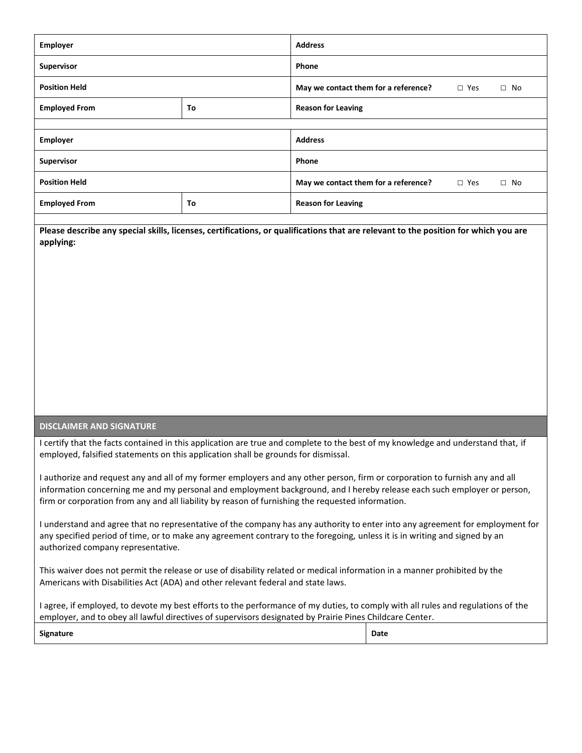| | | | |
|---|---|---|---|
| **Employer** | | **Address** | |
| **Supervisor** | | **Phone** | |
| **Position Held** | | **May we contact them for a reference?** | □ Yes □ No |
| **Employed From** | **To** | **Reason for Leaving** | |

| | | | |
|---|---|---|---|
| **Employer** | | **Address** | |
| **Supervisor** | | **Phone** | |
| **Position Held** | | **May we contact them for a reference?** | □ Yes □ No |
| **Employed From** | **To** | **Reason for Leaving** | |

**Please describe any special skills, licenses, certifications, or qualifications that are relevant to the position for which you are applying:**

## DISCLAIMER AND SIGNATURE

I certify that the facts contained in this application are true and complete to the best of my knowledge and understand that, if employed, falsified statements on this application shall be grounds for dismissal.

I authorize and request any and all of my former employers and any other person, firm or corporation to furnish any and all information concerning me and my personal and employment background, and I hereby release each such employer or person, firm or corporation from any and all liability by reason of furnishing the requested information.

I understand and agree that no representative of the company has any authority to enter into any agreement for employment for any specified period of time, or to make any agreement contrary to the foregoing, unless it is in writing and signed by an authorized company representative.

This waiver does not permit the release or use of disability related or medical information in a manner prohibited by the Americans with Disabilities Act (ADA) and other relevant federal and state laws.

I agree, if employed, to devote my best efforts to the performance of my duties, to comply with all rules and regulations of the employer, and to obey all lawful directives of supervisors designated by Prairie Pines Childcare Center.

| | |
|---|---|
| **Signature** | **Date** |